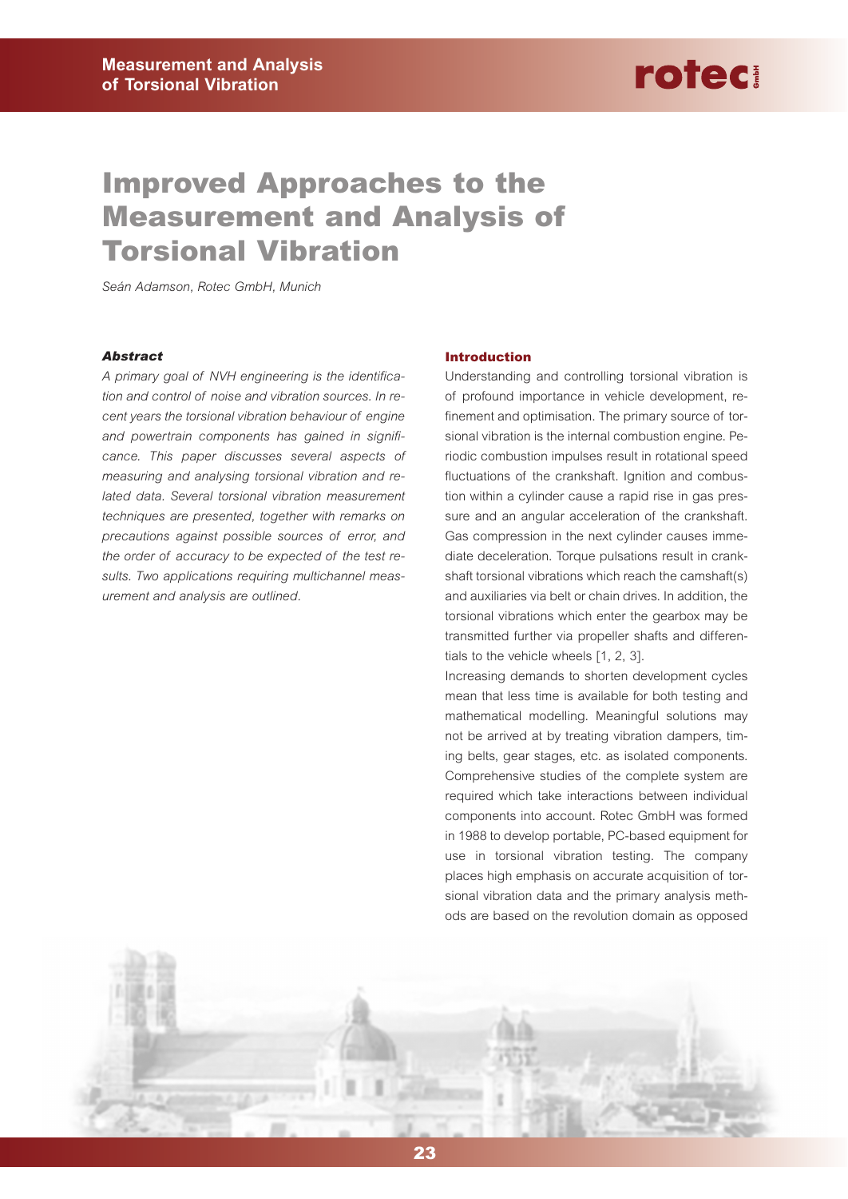# Improved Approaches to the Measurement and Analysis of Torsional Vibration

*Seán Adamson, Rotec GmbH, Munich*

***Abstract***

*A primary goal of NVH engineering is the identification and control of noise and vibration sources. In recent years the torsional vibration behaviour of engine and powertrain components has gained in significance. This paper discusses several aspects of measuring and analysing torsional vibration and related data. Several torsional vibration measurement techniques are presented, together with remarks on precautions against possible sources of error, and the order of accuracy to be expected of the test results. Two applications requiring multichannel measurement and analysis are outlined.*

## Introduction

Understanding and controlling torsional vibration is of profound importance in vehicle development, refinement and optimisation. The primary source of torsional vibration is the internal combustion engine. Periodic combustion impulses result in rotational speed fluctuations of the crankshaft. Ignition and combustion within a cylinder cause a rapid rise in gas pressure and an angular acceleration of the crankshaft. Gas compression in the next cylinder causes immediate deceleration. Torque pulsations result in crankshaft torsional vibrations which reach the camshaft(s) and auxiliaries via belt or chain drives. In addition, the torsional vibrations which enter the gearbox may be transmitted further via propeller shafts and differentials to the vehicle wheels [1, 2, 3].

Increasing demands to shorten development cycles mean that less time is available for both testing and mathematical modelling. Meaningful solutions may not be arrived at by treating vibration dampers, timing belts, gear stages, etc. as isolated components. Comprehensive studies of the complete system are required which take interactions between individual components into account. Rotec GmbH was formed in 1988 to develop portable, PC-based equipment for use in torsional vibration testing. The company places high emphasis on accurate acquisition of torsional vibration data and the primary analysis methods are based on the revolution domain as opposed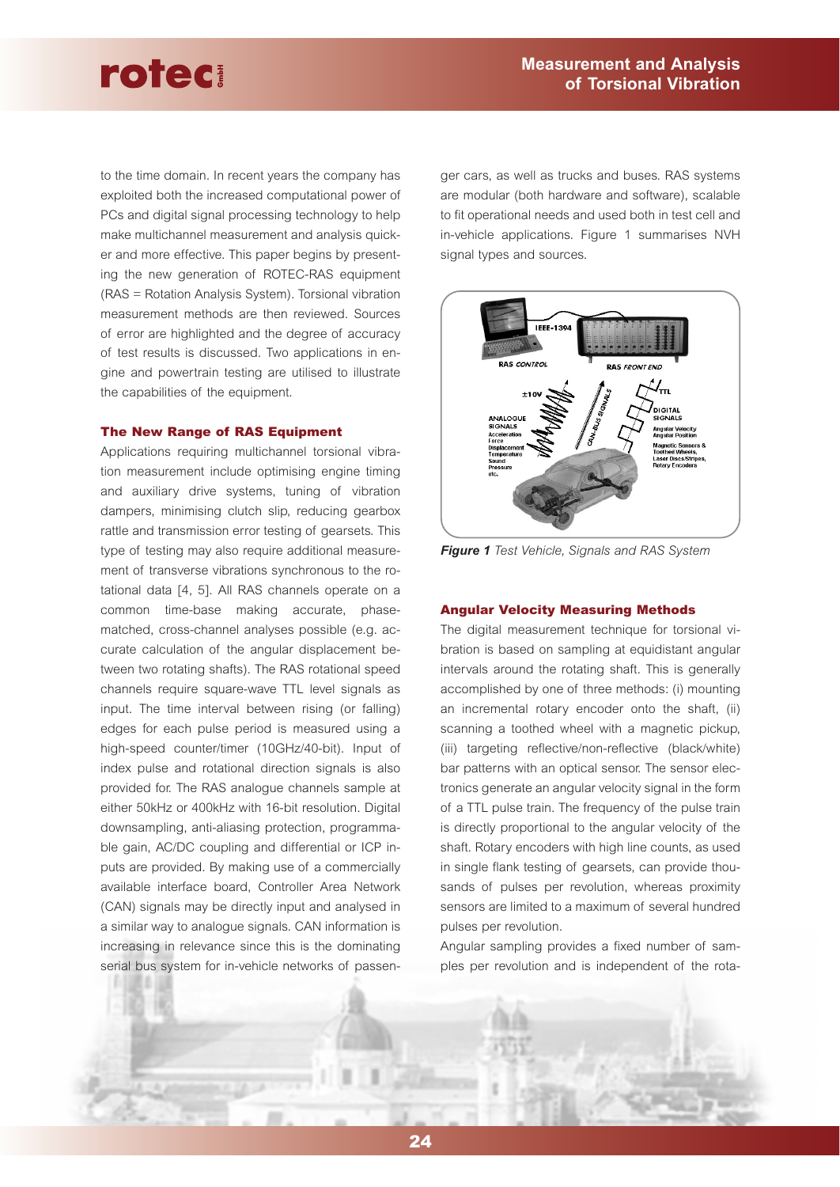to the time domain. In recent years the company has exploited both the increased computational power of PCs and digital signal processing technology to help make multichannel measurement and analysis quicker and more effective. This paper begins by presenting the new generation of ROTEC-RAS equipment (RAS = Rotation Analysis System). Torsional vibration measurement methods are then reviewed. Sources of error are highlighted and the degree of accuracy of test results is discussed. Two applications in engine and powertrain testing are utilised to illustrate the capabilities of the equipment.

## The New Range of RAS Equipment

Applications requiring multichannel torsional vibration measurement include optimising engine timing and auxiliary drive systems, tuning of vibration dampers, minimising clutch slip, reducing gearbox rattle and transmission error testing of gearsets. This type of testing may also require additional measurement of transverse vibrations synchronous to the rotational data [4, 5]. All RAS channels operate on a common time-base making accurate, phase-matched, cross-channel analyses possible (e.g. accurate calculation of the angular displacement between two rotating shafts). The RAS rotational speed channels require square-wave TTL level signals as input. The time interval between rising (or falling) edges for each pulse period is measured using a high-speed counter/timer (10GHz/40-bit). Input of index pulse and rotational direction signals is also provided for. The RAS analogue channels sample at either 50kHz or 400kHz with 16-bit resolution. Digital downsampling, anti-aliasing protection, programmable gain, AC/DC coupling and differential or ICP inputs are provided. By making use of a commercially available interface board, Controller Area Network (CAN) signals may be directly input and analysed in a similar way to analogue signals. CAN information is increasing in relevance since this is the dominating serial bus system for in-vehicle networks of passenger cars, as well as trucks and buses. RAS systems are modular (both hardware and software), scalable to fit operational needs and used both in test cell and in-vehicle applications. Figure 1 summarises NVH signal types and sources.

***Figure 1*** *Test Vehicle, Signals and RAS System*

## Angular Velocity Measuring Methods

The digital measurement technique for torsional vibration is based on sampling at equidistant angular intervals around the rotating shaft. This is generally accomplished by one of three methods: (i) mounting an incremental rotary encoder onto the shaft, (ii) scanning a toothed wheel with a magnetic pickup, (iii) targeting reflective/non-reflective (black/white) bar patterns with an optical sensor. The sensor electronics generate an angular velocity signal in the form of a TTL pulse train. The frequency of the pulse train is directly proportional to the angular velocity of the shaft. Rotary encoders with high line counts, as used in single flank testing of gearsets, can provide thousands of pulses per revolution, whereas proximity sensors are limited to a maximum of several hundred pulses per revolution.

Angular sampling provides a fixed number of samples per revolution and is independent of the rota-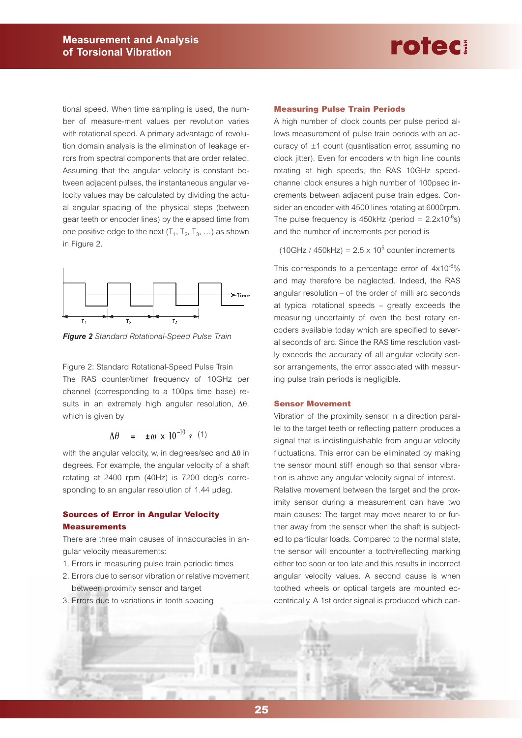tional speed. When time sampling is used, the number of measure-ment values per revolution varies with rotational speed. A primary advantage of revolution domain analysis is the elimination of leakage errors from spectral components that are order related. Assuming that the angular velocity is constant between adjacent pulses, the instantaneous angular velocity values may be calculated by dividing the actual angular spacing of the physical steps (between gear teeth or encoder lines) by the elapsed time from one positive edge to the next ($T_1$, $T_2$, $T_3$, …) as shown in Figure 2.

***Figure 2*** *Standard Rotational-Speed Pulse Train*

Figure 2: Standard Rotational-Speed Pulse Train

The RAS counter/timer frequency of 10GHz per channel (corresponding to a 100ps time base) results in an extremely high angular resolution, $\Delta\theta$, which is given by

$$\Delta\theta = \pm\omega \times 10^{-10}\ s \quad (1)$$

with the angular velocity, w, in degrees/sec and $\Delta\theta$ in degrees. For example, the angular velocity of a shaft rotating at 2400 rpm (40Hz) is 7200 deg/s corresponding to an angular resolution of 1.44 µdeg.

### Sources of Error in Angular Velocity Measurements

There are three main causes of innaccuracies in angular velocity measurements:

1. Errors in measuring pulse train periodic times
2. Errors due to sensor vibration or relative movement between proximity sensor and target
3. Errors due to variations in tooth spacing

### Measuring Pulse Train Periods

A high number of clock counts per pulse period allows measurement of pulse train periods with an accuracy of ±1 count (quantisation error, assuming no clock jitter). Even for encoders with high line counts rotating at high speeds, the RAS 10GHz speed-channel clock ensures a high number of 100psec increments between adjacent pulse train edges. Consider an encoder with 4500 lines rotating at 6000rpm. The pulse frequency is 450kHz (period = $2.2\text{x}10^{-6}$s) and the number of increments per period is

(10GHz / 450kHz) = $2.5 \times 10^{5}$ counter increments

This corresponds to a percentage error of $4\text{x}10^{-6}$% and may therefore be neglected. Indeed, the RAS angular resolution – of the order of milli arc seconds at typical rotational speeds – greatly exceeds the measuring uncertainty of even the best rotary encoders available today which are specified to several seconds of arc. Since the RAS time resolution vastly exceeds the accuracy of all angular velocity sensor arrangements, the error associated with measuring pulse train periods is negligible.

### Sensor Movement

Vibration of the proximity sensor in a direction parallel to the target teeth or reflecting pattern produces a signal that is indistinguishable from angular velocity fluctuations. This error can be eliminated by making the sensor mount stiff enough so that sensor vibration is above any angular velocity signal of interest.

Relative movement between the target and the proximity sensor during a measurement can have two main causes: The target may move nearer to or further away from the sensor when the shaft is subjected to particular loads. Compared to the normal state, the sensor will encounter a tooth/reflecting marking either too soon or too late and this results in incorrect angular velocity values. A second cause is when toothed wheels or optical targets are mounted eccentrically. A 1st order signal is produced which can-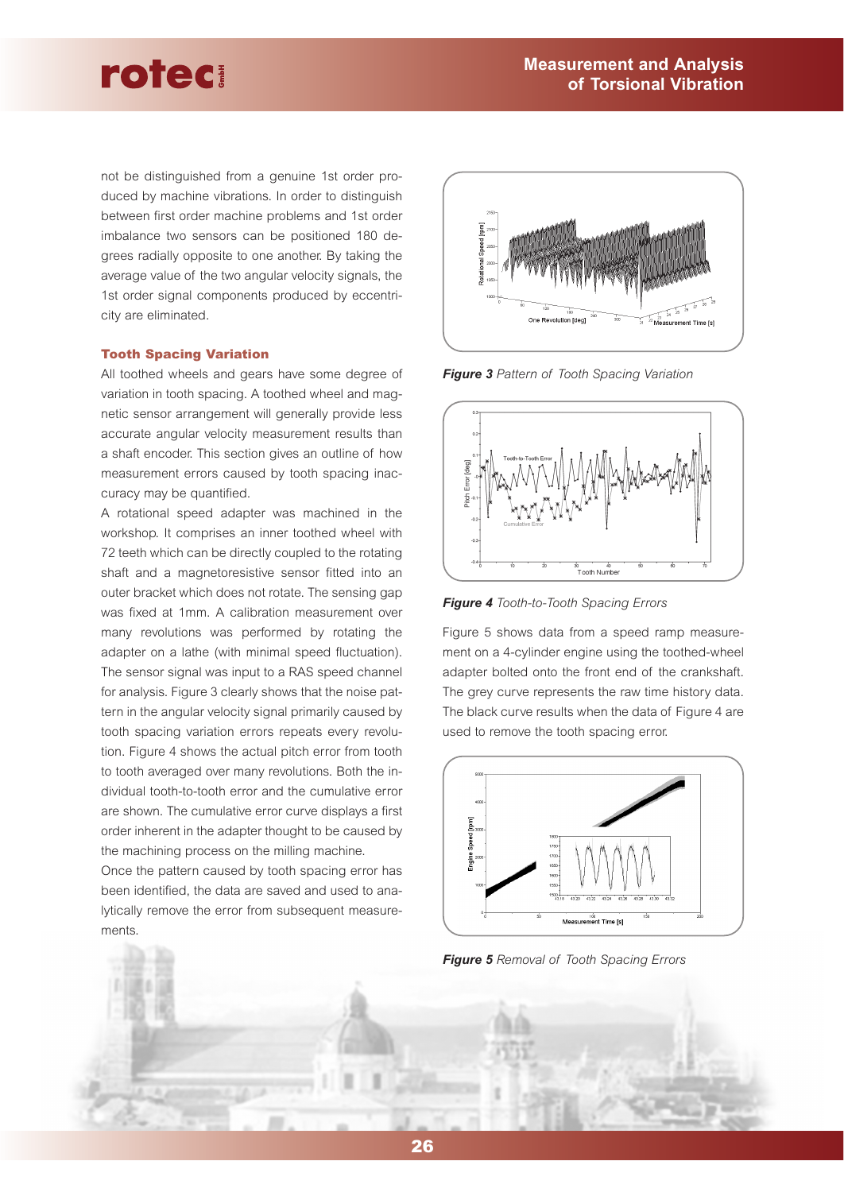not be distinguished from a genuine 1st order produced by machine vibrations. In order to distinguish between first order machine problems and 1st order imbalance two sensors can be positioned 180 degrees radially opposite to one another. By taking the average value of the two angular velocity signals, the 1st order signal components produced by eccentricity are eliminated.

### Tooth Spacing Variation

All toothed wheels and gears have some degree of variation in tooth spacing. A toothed wheel and magnetic sensor arrangement will generally provide less accurate angular velocity measurement results than a shaft encoder. This section gives an outline of how measurement errors caused by tooth spacing inaccuracy may be quantified.

A rotational speed adapter was machined in the workshop. It comprises an inner toothed wheel with 72 teeth which can be directly coupled to the rotating shaft and a magnetoresistive sensor fitted into an outer bracket which does not rotate. The sensing gap was fixed at 1mm. A calibration measurement over many revolutions was performed by rotating the adapter on a lathe (with minimal speed fluctuation). The sensor signal was input to a RAS speed channel for analysis. Figure 3 clearly shows that the noise pattern in the angular velocity signal primarily caused by tooth spacing variation errors repeats every revolution. Figure 4 shows the actual pitch error from tooth to tooth averaged over many revolutions. Both the individual tooth-to-tooth error and the cumulative error are shown. The cumulative error curve displays a first order inherent in the adapter thought to be caused by the machining process on the milling machine.

Once the pattern caused by tooth spacing error has been identified, the data are saved and used to analytically remove the error from subsequent measurements.

***Figure 3*** *Pattern of Tooth Spacing Variation*

***Figure 4*** *Tooth-to-Tooth Spacing Errors*

Figure 5 shows data from a speed ramp measurement on a 4-cylinder engine using the toothed-wheel adapter bolted onto the front end of the crankshaft. The grey curve represents the raw time history data. The black curve results when the data of Figure 4 are used to remove the tooth spacing error.

***Figure 5*** *Removal of Tooth Spacing Errors*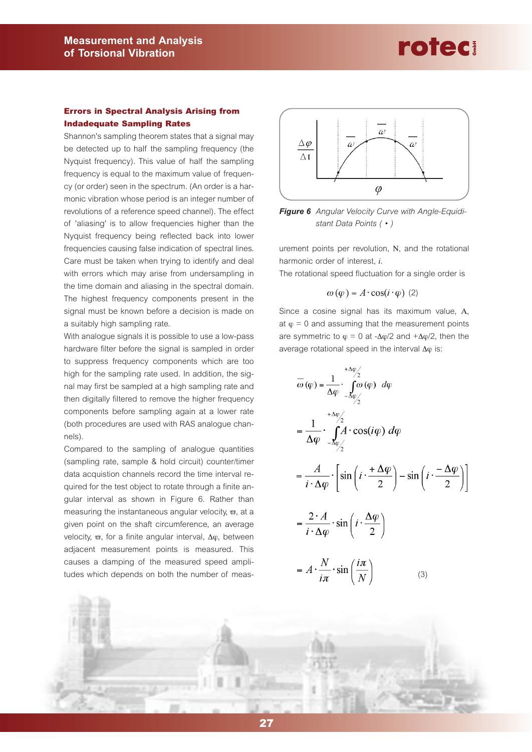## Errors in Spectral Analysis Arising from Indadequate Sampling Rates

Shannon's sampling theorem states that a signal may be detected up to half the sampling frequency (the Nyquist frequency). This value of half the sampling frequency is equal to the maximum value of frequency (or order) seen in the spectrum. (An order is a harmonic vibration whose period is an integer number of revolutions of a reference speed channel). The effect of 'aliasing' is to allow frequencies higher than the Nyquist frequency being reflected back into lower frequencies causing false indication of spectral lines. Care must be taken when trying to identify and deal with errors which may arise from undersampling in the time domain and aliasing in the spectral domain. The highest frequency components present in the signal must be known before a decision is made on a suitably high sampling rate.

With analogue signals it is possible to use a low-pass hardware filter before the signal is sampled in order to suppress frequency components which are too high for the sampling rate used. In addition, the signal may first be sampled at a high sampling rate and then digitally filtered to remove the higher frequency components before sampling again at a lower rate (both procedures are used with RAS analogue channels).

Compared to the sampling of analogue quantities (sampling rate, sample & hold circuit) counter/timer data acquistion channels record the time interval required for the test object to rotate through a finite angular interval as shown in Figure 6. Rather than measuring the instantaneous angular velocity, $\varpi$, at a given point on the shaft circumference, an average velocity, $\varpi$, for a finite angular interval, $\Delta\varphi$, between adjacent measurement points is measured. This causes a damping of the measured speed amplitudes which depends on both the number of measurement points per revolution, $N$, and the rotational harmonic order of interest, $i$.

*Figure 6* *Angular Velocity Curve with Angle-Equidistant Data Points ( • )*

The rotational speed fluctuation for a single order is

$$\omega(\varphi) = A \cdot \cos(i \cdot \varphi) \quad (2)$$

Since a cosine signal has its maximum value, $A$, at $\varphi = 0$ and assuming that the measurement points are symmetric to $\varphi = 0$ at $-\Delta\varphi/2$ and $+\Delta\varphi/2$, then the average rotational speed in the interval $\Delta\varphi$ is:

$$\bar{\omega}(\varphi) = \frac{1}{\Delta\varphi} \cdot \int_{-\Delta\varphi/2}^{+\Delta\varphi/2} \omega(\varphi)\ d\varphi$$

$$= \frac{1}{\Delta\varphi} \cdot \int_{-\Delta\varphi/2}^{+\Delta\varphi/2} A \cdot \cos(i\varphi)\ d\varphi$$

$$= \frac{A}{i \cdot \Delta\varphi} \cdot \left[ \sin\left(i \cdot \frac{+\Delta\varphi}{2}\right) - \sin\left(i \cdot \frac{-\Delta\varphi}{2}\right) \right]$$

$$= \frac{2 \cdot A}{i \cdot \Delta\varphi} \cdot \sin\left(i \cdot \frac{\Delta\varphi}{2}\right)$$

$$= A \cdot \frac{N}{i\pi} \cdot \sin\left(\frac{i\pi}{N}\right) \quad (3)$$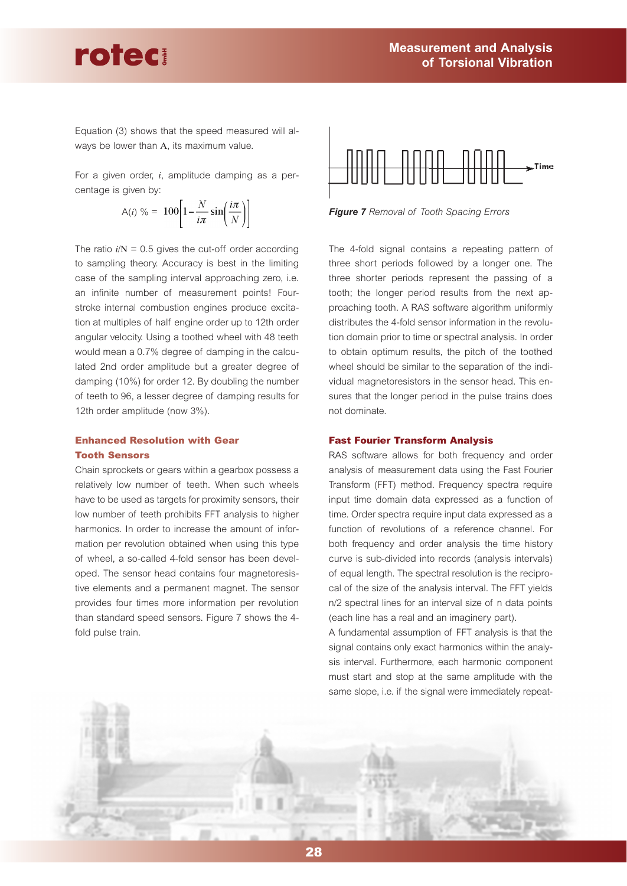Equation (3) shows that the speed measured will always be lower than A, its maximum value.

For a given order, $i$, amplitude damping as a percentage is given by:

$$\mathrm{A}(i)\ \% = 100\left[1 - \frac{N}{i\pi}\sin\left(\frac{i\pi}{N}\right)\right]$$

The ratio $i/N = 0.5$ gives the cut-off order according to sampling theory. Accuracy is best in the limiting case of the sampling interval approaching zero, i.e. an infinite number of measurement points! Four-stroke internal combustion engines produce excitation at multiples of half engine order up to 12th order angular velocity. Using a toothed wheel with 48 teeth would mean a 0.7% degree of damping in the calculated 2nd order amplitude but a greater degree of damping (10%) for order 12. By doubling the number of teeth to 96, a lesser degree of damping results for 12th order amplitude (now 3%).

## Enhanced Resolution with Gear Tooth Sensors

Chain sprockets or gears within a gearbox possess a relatively low number of teeth. When such wheels have to be used as targets for proximity sensors, their low number of teeth prohibits FFT analysis to higher harmonics. In order to increase the amount of information per revolution obtained when using this type of wheel, a so-called 4-fold sensor has been developed. The sensor head contains four magnetoresistive elements and a permanent magnet. The sensor provides four times more information per revolution than standard speed sensors. Figure 7 shows the 4-fold pulse train.

Time

***Figure 7*** *Removal of Tooth Spacing Errors*

The 4-fold signal contains a repeating pattern of three short periods followed by a longer one. The three shorter periods represent the passing of a tooth; the longer period results from the next approaching tooth. A RAS software algorithm uniformly distributes the 4-fold sensor information in the revolution domain prior to time or spectral analysis. In order to obtain optimum results, the pitch of the toothed wheel should be similar to the separation of the individual magnetoresistors in the sensor head. This ensures that the longer period in the pulse trains does not dominate.

## Fast Fourier Transform Analysis

RAS software allows for both frequency and order analysis of measurement data using the Fast Fourier Transform (FFT) method. Frequency spectra require input time domain data expressed as a function of time. Order spectra require input data expressed as a function of revolutions of a reference channel. For both frequency and order analysis the time history curve is sub-divided into records (analysis intervals) of equal length. The spectral resolution is the reciprocal of the size of the analysis interval. The FFT yields n/2 spectral lines for an interval size of n data points (each line has a real and an imaginery part).

A fundamental assumption of FFT analysis is that the signal contains only exact harmonics within the analysis interval. Furthermore, each harmonic component must start and stop at the same amplitude with the same slope, i.e. if the signal were immediately repeat-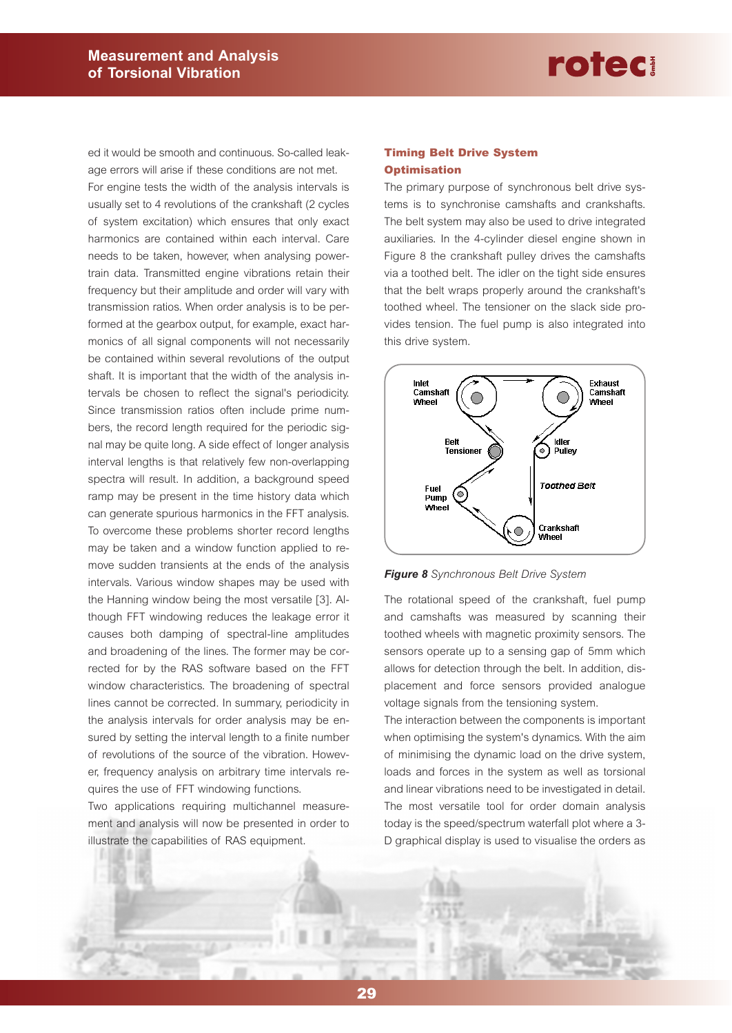ed it would be smooth and continuous. So-called leakage errors will arise if these conditions are not met.
For engine tests the width of the analysis intervals is usually set to 4 revolutions of the crankshaft (2 cycles of system excitation) which ensures that only exact harmonics are contained within each interval. Care needs to be taken, however, when analysing powertrain data. Transmitted engine vibrations retain their frequency but their amplitude and order will vary with transmission ratios. When order analysis is to be performed at the gearbox output, for example, exact harmonics of all signal components will not necessarily be contained within several revolutions of the output shaft. It is important that the width of the analysis intervals be chosen to reflect the signal's periodicity. Since transmission ratios often include prime numbers, the record length required for the periodic signal may be quite long. A side effect of longer analysis interval lengths is that relatively few non-overlapping spectra will result. In addition, a background speed ramp may be present in the time history data which can generate spurious harmonics in the FFT analysis. To overcome these problems shorter record lengths may be taken and a window function applied to remove sudden transients at the ends of the analysis intervals. Various window shapes may be used with the Hanning window being the most versatile [3]. Although FFT windowing reduces the leakage error it causes both damping of spectral-line amplitudes and broadening of the lines. The former may be corrected for by the RAS software based on the FFT window characteristics. The broadening of spectral lines cannot be corrected. In summary, periodicity in the analysis intervals for order analysis may be ensured by setting the interval length to a finite number of revolutions of the source of the vibration. However, frequency analysis on arbitrary time intervals requires the use of FFT windowing functions.
Two applications requiring multichannel measurement and analysis will now be presented in order to illustrate the capabilities of RAS equipment.

## Timing Belt Drive System Optimisation

The primary purpose of synchronous belt drive systems is to synchronise camshafts and crankshafts. The belt system may also be used to drive integrated auxiliaries. In the 4-cylinder diesel engine shown in Figure 8 the crankshaft pulley drives the camshafts via a toothed belt. The idler on the tight side ensures that the belt wraps properly around the crankshaft's toothed wheel. The tensioner on the slack side provides tension. The fuel pump is also integrated into this drive system.

***Figure 8*** *Synchronous Belt Drive System*

The rotational speed of the crankshaft, fuel pump and camshafts was measured by scanning their toothed wheels with magnetic proximity sensors. The sensors operate up to a sensing gap of 5mm which allows for detection through the belt. In addition, displacement and force sensors provided analogue voltage signals from the tensioning system.
The interaction between the components is important when optimising the system's dynamics. With the aim of minimising the dynamic load on the drive system, loads and forces in the system as well as torsional and linear vibrations need to be investigated in detail. The most versatile tool for order domain analysis today is the speed/spectrum waterfall plot where a 3-D graphical display is used to visualise the orders as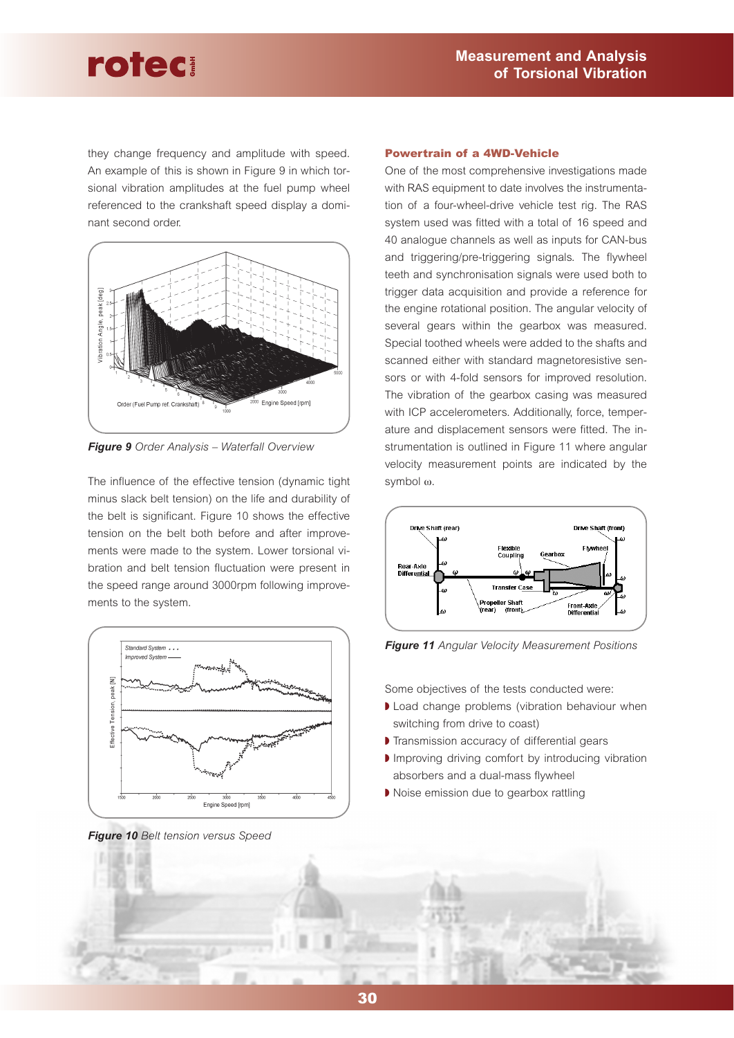they change frequency and amplitude with speed. An example of this is shown in Figure 9 in which torsional vibration amplitudes at the fuel pump wheel referenced to the crankshaft speed display a dominant second order.

***Figure 9*** *Order Analysis – Waterfall Overview*

The influence of the effective tension (dynamic tight minus slack belt tension) on the life and durability of the belt is significant. Figure 10 shows the effective tension on the belt both before and after improvements were made to the system. Lower torsional vibration and belt tension fluctuation were present in the speed range around 3000rpm following improvements to the system.

***Figure 10*** *Belt tension versus Speed*

## Powertrain of a 4WD-Vehicle

One of the most comprehensive investigations made with RAS equipment to date involves the instrumentation of a four-wheel-drive vehicle test rig. The RAS system used was fitted with a total of 16 speed and 40 analogue channels as well as inputs for CAN-bus and triggering/pre-triggering signals. The flywheel teeth and synchronisation signals were used both to trigger data acquisition and provide a reference for the engine rotational position. The angular velocity of several gears within the gearbox was measured. Special toothed wheels were added to the shafts and scanned either with standard magnetoresistive sensors or with 4-fold sensors for improved resolution. The vibration of the gearbox casing was measured with ICP accelerometers. Additionally, force, temperature and displacement sensors were fitted. The instrumentation is outlined in Figure 11 where angular velocity measurement points are indicated by the symbol $\omega$.

***Figure 11*** *Angular Velocity Measurement Positions*

Some objectives of the tests conducted were:

- Load change problems (vibration behaviour when switching from drive to coast)
- Transmission accuracy of differential gears
- Improving driving comfort by introducing vibration absorbers and a dual-mass flywheel
- Noise emission due to gearbox rattling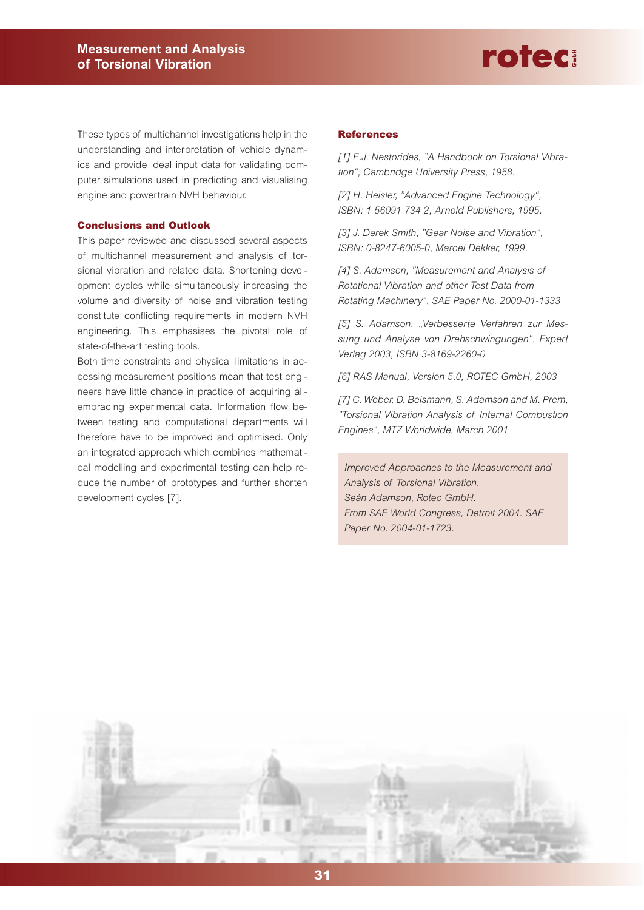These types of multichannel investigations help in the understanding and interpretation of vehicle dynamics and provide ideal input data for validating computer simulations used in predicting and visualising engine and powertrain NVH behaviour.

## Conclusions and Outlook

This paper reviewed and discussed several aspects of multichannel measurement and analysis of torsional vibration and related data. Shortening development cycles while simultaneously increasing the volume and diversity of noise and vibration testing constitute conflicting requirements in modern NVH engineering. This emphasises the pivotal role of state-of-the-art testing tools.

Both time constraints and physical limitations in accessing measurement positions mean that test engineers have little chance in practice of acquiring all-embracing experimental data. Information flow between testing and computational departments will therefore have to be improved and optimised. Only an integrated approach which combines mathematical modelling and experimental testing can help reduce the number of prototypes and further shorten development cycles [7].

## References

*[1] E.J. Nestorides, "A Handbook on Torsional Vibration", Cambridge University Press, 1958.*

*[2] H. Heisler, "Advanced Engine Technology", ISBN: 1 56091 734 2, Arnold Publishers, 1995.*

*[3] J. Derek Smith, "Gear Noise and Vibration", ISBN: 0-8247-6005-0, Marcel Dekker, 1999.*

*[4] S. Adamson, "Measurement and Analysis of Rotational Vibration and other Test Data from Rotating Machinery", SAE Paper No. 2000-01-1333*

*[5] S. Adamson, „Verbesserte Verfahren zur Messung und Analyse von Drehschwingungen", Expert Verlag 2003, ISBN 3-8169-2260-0*

*[6] RAS Manual, Version 5.0, ROTEC GmbH, 2003*

*[7] C. Weber, D. Beismann, S. Adamson and M. Prem, "Torsional Vibration Analysis of Internal Combustion Engines", MTZ Worldwide, March 2001*

*Improved Approaches to the Measurement and Analysis of Torsional Vibration.*
*Seán Adamson, Rotec GmbH.*
*From SAE World Congress, Detroit 2004. SAE Paper No. 2004-01-1723.*